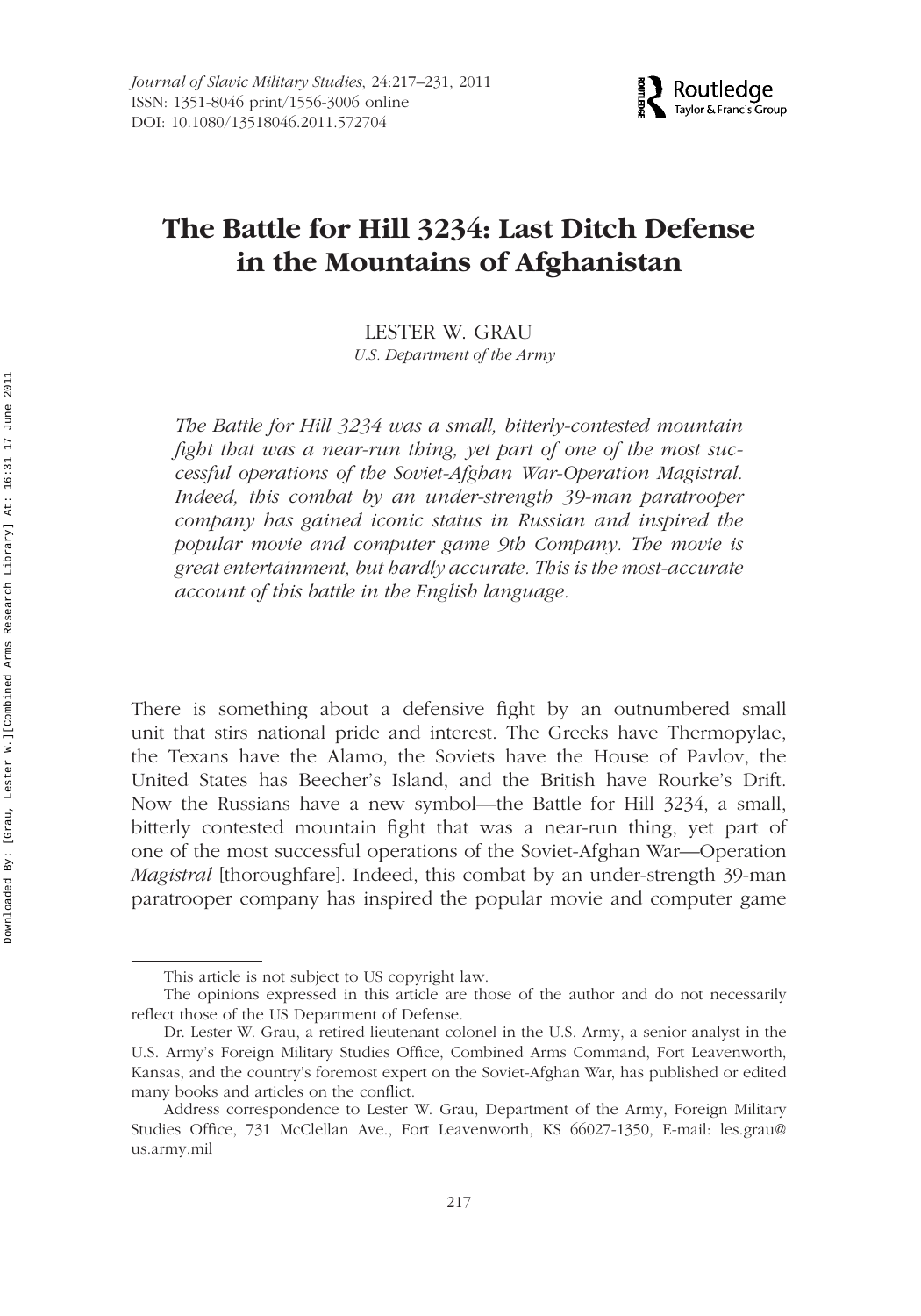# The Battle for Hill 3234: Last Ditch Defense in the Mountains of Afghanistan

LESTER W. GRAU

*U.S. Department of the Army*

*The Battle for Hill 3234 was a small, bitterly-contested mountain fight that was a near-run thing, yet part of one of the most successful operations of the Soviet-Afghan War-Operation Magistral. Indeed, this combat by an under-strength 39-man paratrooper company has gained iconic status in Russian and inspired the popular movie and computer game 9th Company. The movie is great entertainment, but hardly accurate. This is the most-accurate account of this battle in the English language.*

There is something about a defensive fight by an outnumbered small unit that stirs national pride and interest. The Greeks have Thermopylae, the Texans have the Alamo, the Soviets have the House of Pavlov, the United States has Beecher's Island, and the British have Rourke's Drift. Now the Russians have a new symbol—the Battle for Hill 3234, a small, bitterly contested mountain fight that was a near-run thing, yet part of one of the most successful operations of the Soviet-Afghan War—Operation *Magistral* [thoroughfare]. Indeed, this combat by an under-strength 39-man paratrooper company has inspired the popular movie and computer game

---

This article is not subject to US copyright law.

The opinions expressed in this article are those of the author and do not necessarily reflect those of the US Department of Defense.

Dr. Lester W. Grau, a retired lieutenant colonel in the U.S. Army, a senior analyst in the U.S. Army's Foreign Military Studies Office, Combined Arms Command, Fort Leavenworth, Kansas, and the country's foremost expert on the Soviet-Afghan War, has published or edited many books and articles on the conflict.

Address correspondence to Lester W. Grau, Department of the Army, Foreign Military Studies Office, 731 McClellan Ave., Fort Leavenworth, KS 66027-1350, E-mail: les.grau@us.army.mil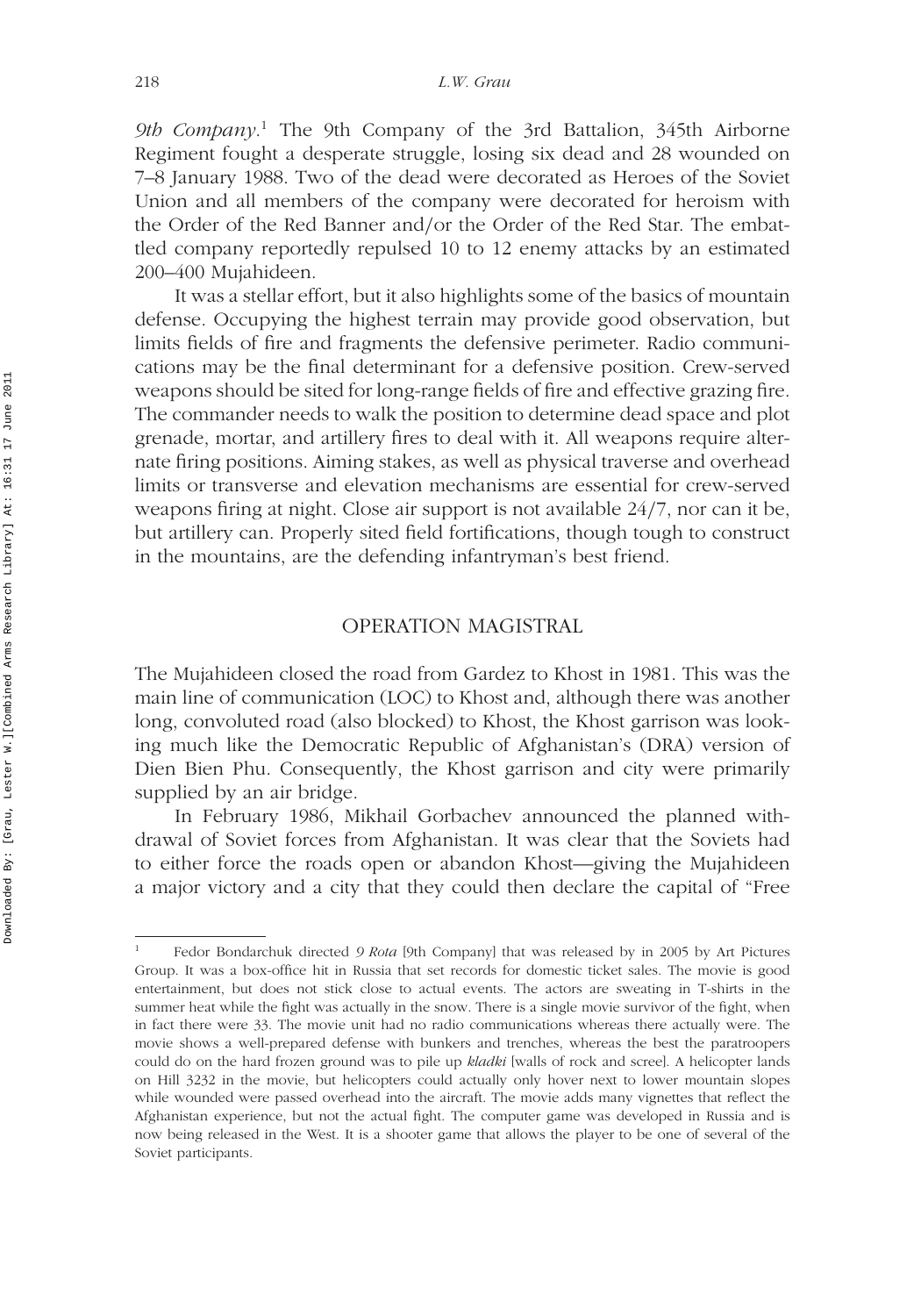*9th Company*.[1] The 9th Company of the 3rd Battalion, 345th Airborne Regiment fought a desperate struggle, losing six dead and 28 wounded on 7–8 January 1988. Two of the dead were decorated as Heroes of the Soviet Union and all members of the company were decorated for heroism with the Order of the Red Banner and/or the Order of the Red Star. The embattled company reportedly repulsed 10 to 12 enemy attacks by an estimated 200–400 Mujahideen.

It was a stellar effort, but it also highlights some of the basics of mountain defense. Occupying the highest terrain may provide good observation, but limits fields of fire and fragments the defensive perimeter. Radio communications may be the final determinant for a defensive position. Crew-served weapons should be sited for long-range fields of fire and effective grazing fire. The commander needs to walk the position to determine dead space and plot grenade, mortar, and artillery fires to deal with it. All weapons require alternate firing positions. Aiming stakes, as well as physical traverse and overhead limits or transverse and elevation mechanisms are essential for crew-served weapons firing at night. Close air support is not available 24/7, nor can it be, but artillery can. Properly sited field fortifications, though tough to construct in the mountains, are the defending infantryman's best friend.

## OPERATION MAGISTRAL

The Mujahideen closed the road from Gardez to Khost in 1981. This was the main line of communication (LOC) to Khost and, although there was another long, convoluted road (also blocked) to Khost, the Khost garrison was looking much like the Democratic Republic of Afghanistan's (DRA) version of Dien Bien Phu. Consequently, the Khost garrison and city were primarily supplied by an air bridge.

In February 1986, Mikhail Gorbachev announced the planned withdrawal of Soviet forces from Afghanistan. It was clear that the Soviets had to either force the roads open or abandon Khost—giving the Mujahideen a major victory and a city that they could then declare the capital of "Free

---

[1] Fedor Bondarchuk directed *9 Rota* [9th Company] that was released by in 2005 by Art Pictures Group. It was a box-office hit in Russia that set records for domestic ticket sales. The movie is good entertainment, but does not stick close to actual events. The actors are sweating in T-shirts in the summer heat while the fight was actually in the snow. There is a single movie survivor of the fight, when in fact there were 33. The movie unit had no radio communications whereas there actually were. The movie shows a well-prepared defense with bunkers and trenches, whereas the best the paratroopers could do on the hard frozen ground was to pile up *kladki* [walls of rock and scree]. A helicopter lands on Hill 3232 in the movie, but helicopters could actually only hover next to lower mountain slopes while wounded were passed overhead into the aircraft. The movie adds many vignettes that reflect the Afghanistan experience, but not the actual fight. The computer game was developed in Russia and is now being released in the West. It is a shooter game that allows the player to be one of several of the Soviet participants.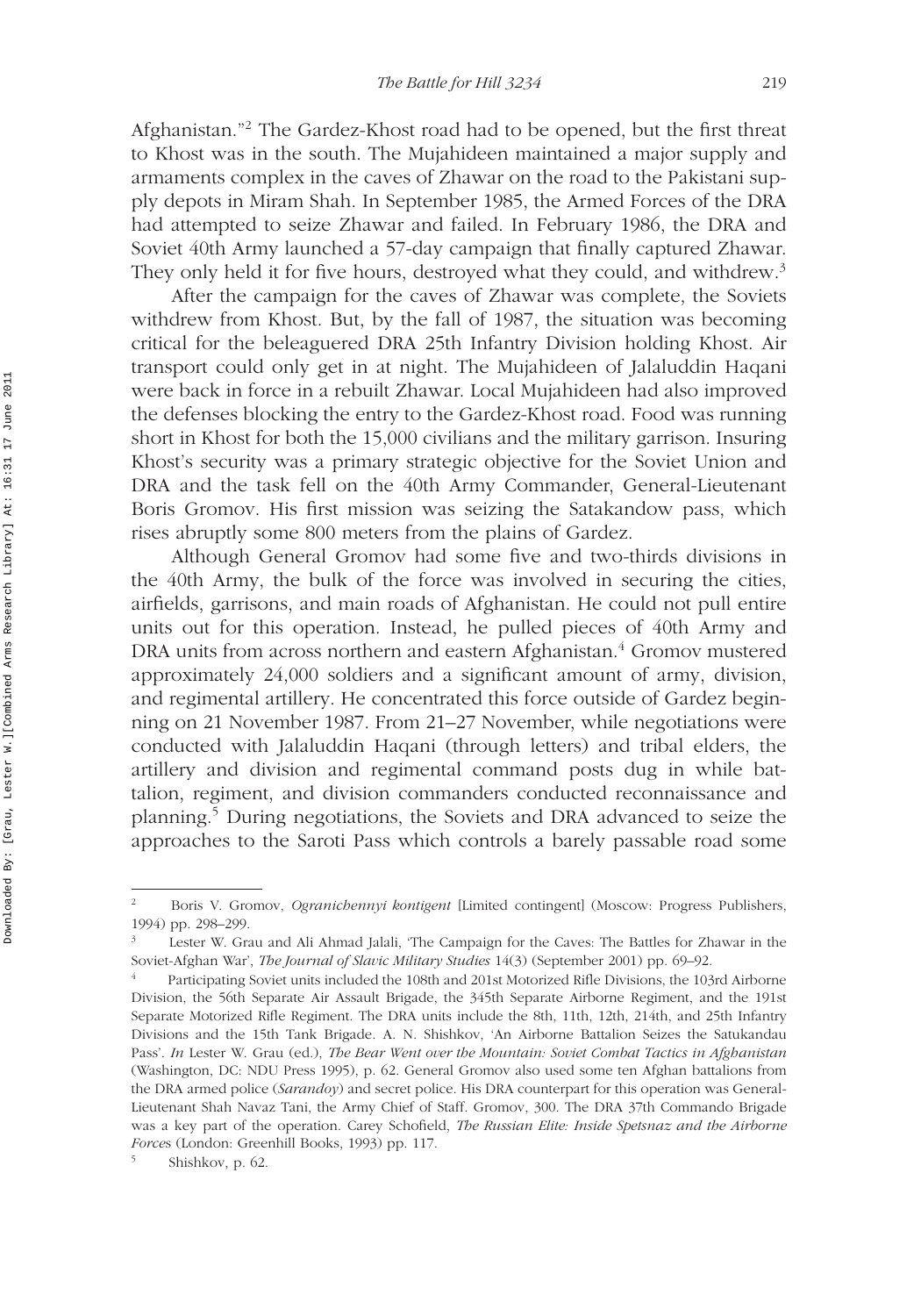Afghanistan."[2] The Gardez-Khost road had to be opened, but the first threat to Khost was in the south. The Mujahideen maintained a major supply and armaments complex in the caves of Zhawar on the road to the Pakistani supply depots in Miram Shah. In September 1985, the Armed Forces of the DRA had attempted to seize Zhawar and failed. In February 1986, the DRA and Soviet 40th Army launched a 57-day campaign that finally captured Zhawar. They only held it for five hours, destroyed what they could, and withdrew.[3]

After the campaign for the caves of Zhawar was complete, the Soviets withdrew from Khost. But, by the fall of 1987, the situation was becoming critical for the beleaguered DRA 25th Infantry Division holding Khost. Air transport could only get in at night. The Mujahideen of Jalaluddin Haqani were back in force in a rebuilt Zhawar. Local Mujahideen had also improved the defenses blocking the entry to the Gardez-Khost road. Food was running short in Khost for both the 15,000 civilians and the military garrison. Insuring Khost's security was a primary strategic objective for the Soviet Union and DRA and the task fell on the 40th Army Commander, General-Lieutenant Boris Gromov. His first mission was seizing the Satakandow pass, which rises abruptly some 800 meters from the plains of Gardez.

Although General Gromov had some five and two-thirds divisions in the 40th Army, the bulk of the force was involved in securing the cities, airfields, garrisons, and main roads of Afghanistan. He could not pull entire units out for this operation. Instead, he pulled pieces of 40th Army and DRA units from across northern and eastern Afghanistan.[4] Gromov mustered approximately 24,000 soldiers and a significant amount of army, division, and regimental artillery. He concentrated this force outside of Gardez beginning on 21 November 1987. From 21–27 November, while negotiations were conducted with Jalaluddin Haqani (through letters) and tribal elders, the artillery and division and regimental command posts dug in while battalion, regiment, and division commanders conducted reconnaissance and planning.[5] During negotiations, the Soviets and DRA advanced to seize the approaches to the Saroti Pass which controls a barely passable road some

---

[2] Boris V. Gromov, *Ogranichennyi kontigent* [Limited contingent] (Moscow: Progress Publishers, 1994) pp. 298–299.

[3] Lester W. Grau and Ali Ahmad Jalali, 'The Campaign for the Caves: The Battles for Zhawar in the Soviet-Afghan War', *The Journal of Slavic Military Studies* 14(3) (September 2001) pp. 69–92.

[4] Participating Soviet units included the 108th and 201st Motorized Rifle Divisions, the 103rd Airborne Division, the 56th Separate Air Assault Brigade, the 345th Separate Airborne Regiment, and the 191st Separate Motorized Rifle Regiment. The DRA units include the 8th, 11th, 12th, 214th, and 25th Infantry Divisions and the 15th Tank Brigade. A. N. Shishkov, 'An Airborne Battalion Seizes the Satukandau Pass'. *In* Lester W. Grau (ed.), *The Bear Went over the Mountain: Soviet Combat Tactics in Afghanistan* (Washington, DC: NDU Press 1995), p. 62. General Gromov also used some ten Afghan battalions from the DRA armed police (*Sarandoy*) and secret police. His DRA counterpart for this operation was General-Lieutenant Shah Navaz Tani, the Army Chief of Staff. Gromov, 300. The DRA 37th Commando Brigade was a key part of the operation. Carey Schofield, *The Russian Elite: Inside Spetsnaz and the Airborne Forces* (London: Greenhill Books, 1993) pp. 117.

[5] Shishkov, p. 62.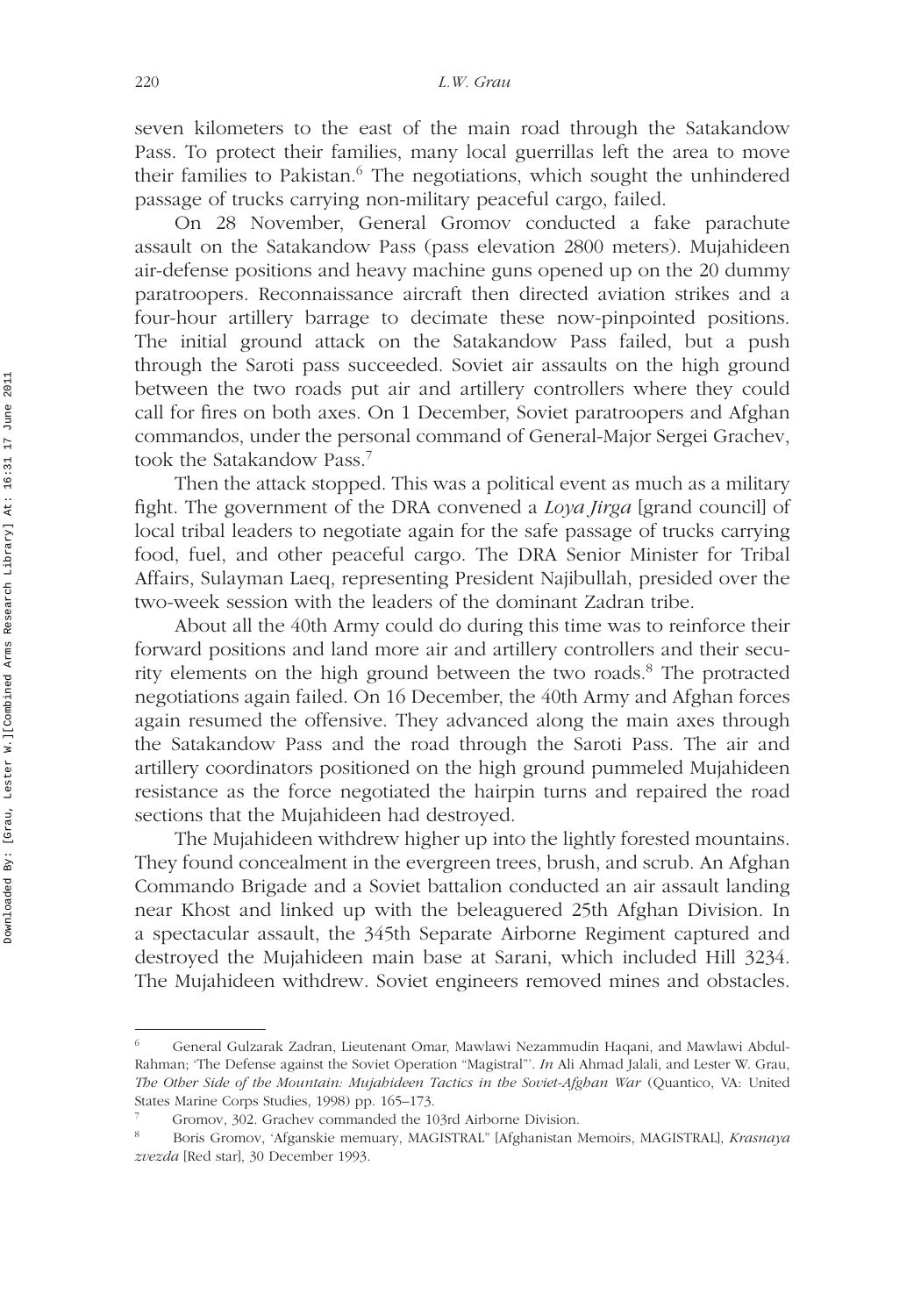seven kilometers to the east of the main road through the Satakandow Pass. To protect their families, many local guerrillas left the area to move their families to Pakistan.[6] The negotiations, which sought the unhindered passage of trucks carrying non-military peaceful cargo, failed.

On 28 November, General Gromov conducted a fake parachute assault on the Satakandow Pass (pass elevation 2800 meters). Mujahideen air-defense positions and heavy machine guns opened up on the 20 dummy paratroopers. Reconnaissance aircraft then directed aviation strikes and a four-hour artillery barrage to decimate these now-pinpointed positions. The initial ground attack on the Satakandow Pass failed, but a push through the Saroti pass succeeded. Soviet air assaults on the high ground between the two roads put air and artillery controllers where they could call for fires on both axes. On 1 December, Soviet paratroopers and Afghan commandos, under the personal command of General-Major Sergei Grachev, took the Satakandow Pass.[7]

Then the attack stopped. This was a political event as much as a military fight. The government of the DRA convened a *Loya Jirga* [grand council] of local tribal leaders to negotiate again for the safe passage of trucks carrying food, fuel, and other peaceful cargo. The DRA Senior Minister for Tribal Affairs, Sulayman Laeq, representing President Najibullah, presided over the two-week session with the leaders of the dominant Zadran tribe.

About all the 40th Army could do during this time was to reinforce their forward positions and land more air and artillery controllers and their security elements on the high ground between the two roads.[8] The protracted negotiations again failed. On 16 December, the 40th Army and Afghan forces again resumed the offensive. They advanced along the main axes through the Satakandow Pass and the road through the Saroti Pass. The air and artillery coordinators positioned on the high ground pummeled Mujahideen resistance as the force negotiated the hairpin turns and repaired the road sections that the Mujahideen had destroyed.

The Mujahideen withdrew higher up into the lightly forested mountains. They found concealment in the evergreen trees, brush, and scrub. An Afghan Commando Brigade and a Soviet battalion conducted an air assault landing near Khost and linked up with the beleaguered 25th Afghan Division. In a spectacular assault, the 345th Separate Airborne Regiment captured and destroyed the Mujahideen main base at Sarani, which included Hill 3234. The Mujahideen withdrew. Soviet engineers removed mines and obstacles.

---

[6] General Gulzarak Zadran, Lieutenant Omar, Mawlawi Nezammudin Haqani, and Mawlawi Abdul-Rahman; 'The Defense against the Soviet Operation "Magistral"'. *In* Ali Ahmad Jalali, and Lester W. Grau, *The Other Side of the Mountain: Mujahideen Tactics in the Soviet-Afghan War* (Quantico, VA: United States Marine Corps Studies, 1998) pp. 165–173.

[7] Gromov, 302. Grachev commanded the 103rd Airborne Division.

[8] Boris Gromov, 'Afganskie memuary, MAGISTRAL" [Afghanistan Memoirs, MAGISTRAL], *Krasnaya zvezda* [Red star], 30 December 1993.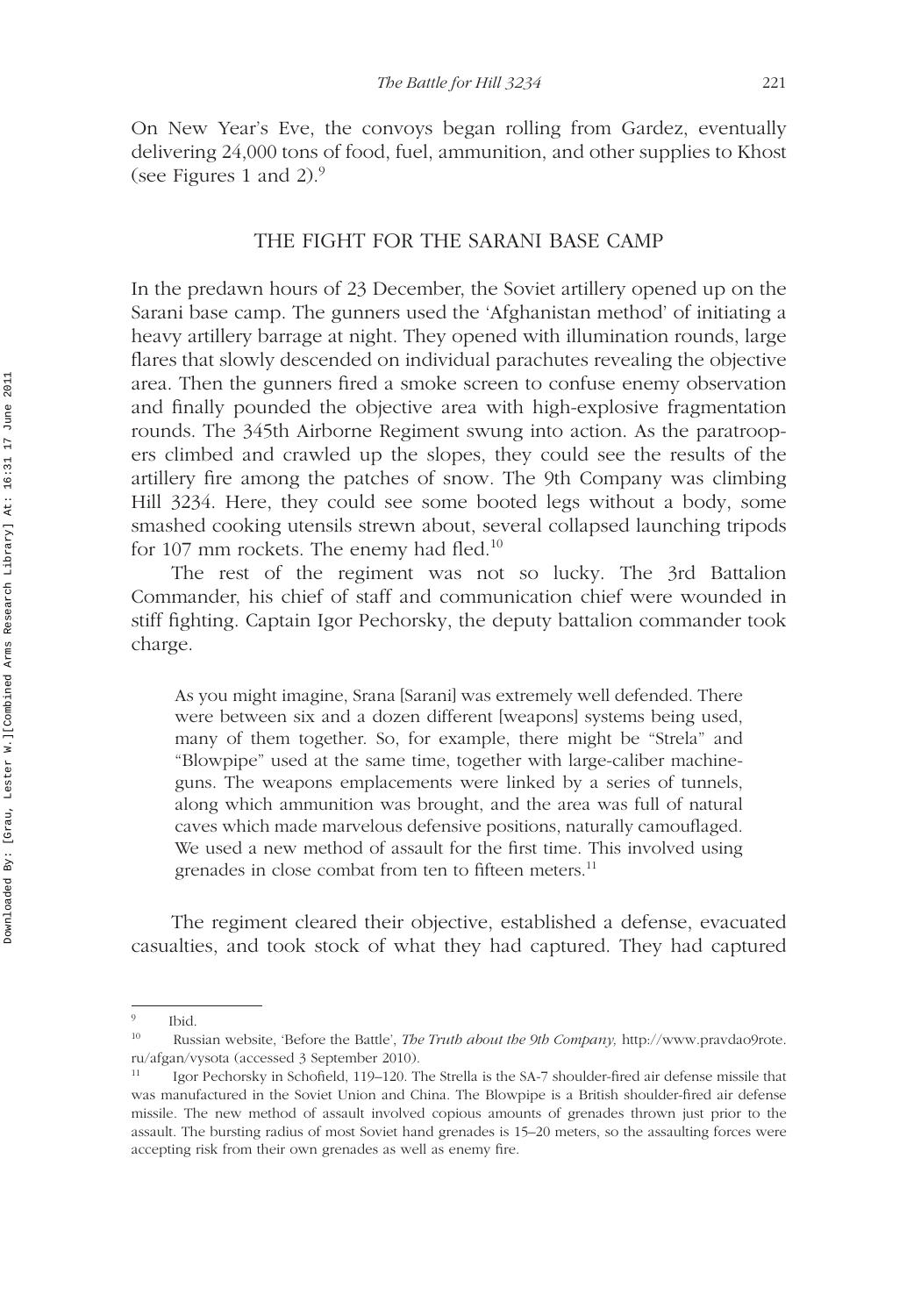On New Year's Eve, the convoys began rolling from Gardez, eventually delivering 24,000 tons of food, fuel, ammunition, and other supplies to Khost (see Figures 1 and 2).[9]

## THE FIGHT FOR THE SARANI BASE CAMP

In the predawn hours of 23 December, the Soviet artillery opened up on the Sarani base camp. The gunners used the 'Afghanistan method' of initiating a heavy artillery barrage at night. They opened with illumination rounds, large flares that slowly descended on individual parachutes revealing the objective area. Then the gunners fired a smoke screen to confuse enemy observation and finally pounded the objective area with high-explosive fragmentation rounds. The 345th Airborne Regiment swung into action. As the paratroopers climbed and crawled up the slopes, they could see the results of the artillery fire among the patches of snow. The 9th Company was climbing Hill 3234. Here, they could see some booted legs without a body, some smashed cooking utensils strewn about, several collapsed launching tripods for 107 mm rockets. The enemy had fled.[10]

The rest of the regiment was not so lucky. The 3rd Battalion Commander, his chief of staff and communication chief were wounded in stiff fighting. Captain Igor Pechorsky, the deputy battalion commander took charge.

> As you might imagine, Srana [Sarani] was extremely well defended. There were between six and a dozen different [weapons] systems being used, many of them together. So, for example, there might be "Strela" and "Blowpipe" used at the same time, together with large-caliber machine-guns. The weapons emplacements were linked by a series of tunnels, along which ammunition was brought, and the area was full of natural caves which made marvelous defensive positions, naturally camouflaged. We used a new method of assault for the first time. This involved using grenades in close combat from ten to fifteen meters.[11]

The regiment cleared their objective, established a defense, evacuated casualties, and took stock of what they had captured. They had captured

---

[9] Ibid.

[10] Russian website, 'Before the Battle', *The Truth about the 9th Company,* http://www.pravdao9rote.ru/afgan/vysota (accessed 3 September 2010).

[11] Igor Pechorsky in Schofield, 119–120. The Strella is the SA-7 shoulder-fired air defense missile that was manufactured in the Soviet Union and China. The Blowpipe is a British shoulder-fired air defense missile. The new method of assault involved copious amounts of grenades thrown just prior to the assault. The bursting radius of most Soviet hand grenades is 15–20 meters, so the assaulting forces were accepting risk from their own grenades as well as enemy fire.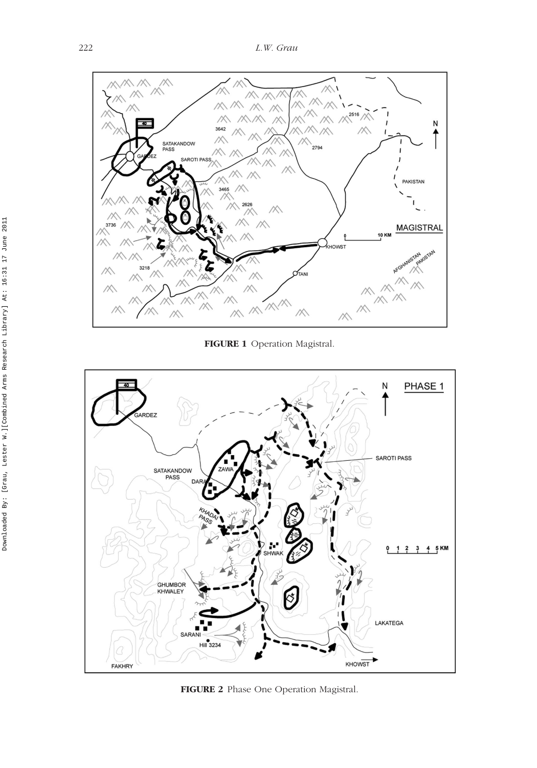FIGURE 1 Operation Magistral.

FIGURE 2 Phase One Operation Magistral.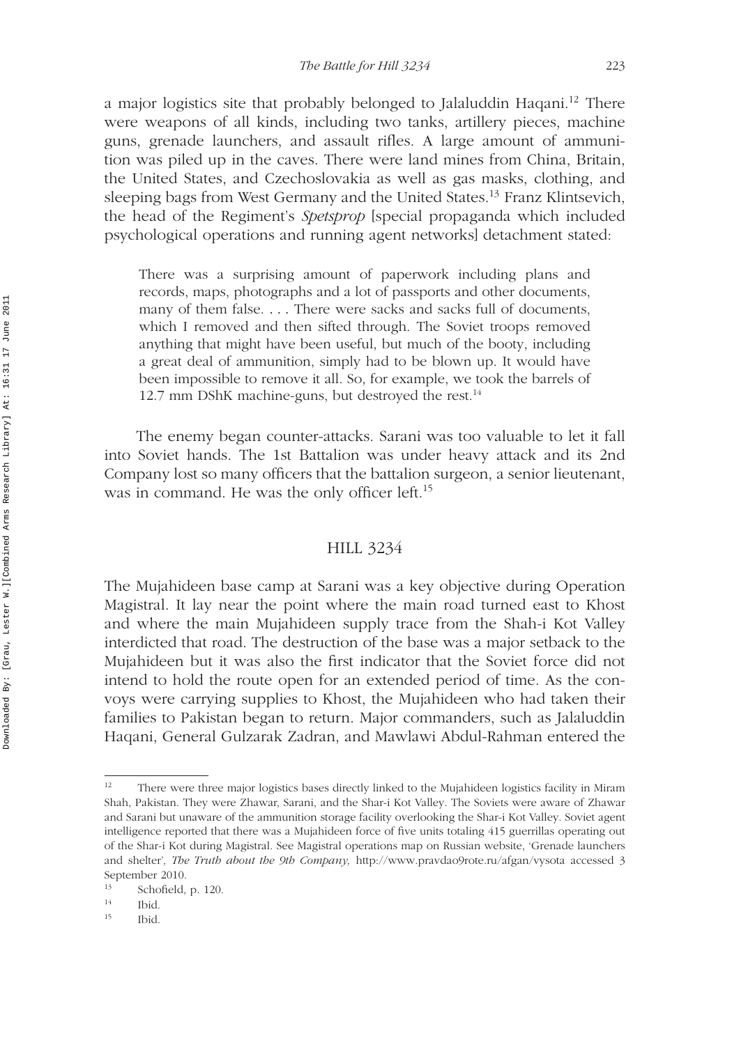a major logistics site that probably belonged to Jalaluddin Haqani.[12] There were weapons of all kinds, including two tanks, artillery pieces, machine guns, grenade launchers, and assault rifles. A large amount of ammunition was piled up in the caves. There were land mines from China, Britain, the United States, and Czechoslovakia as well as gas masks, clothing, and sleeping bags from West Germany and the United States.[13] Franz Klintsevich, the head of the Regiment's *Spetsprop* [special propaganda which included psychological operations and running agent networks] detachment stated:

> There was a surprising amount of paperwork including plans and records, maps, photographs and a lot of passports and other documents, many of them false. . . . There were sacks and sacks full of documents, which I removed and then sifted through. The Soviet troops removed anything that might have been useful, but much of the booty, including a great deal of ammunition, simply had to be blown up. It would have been impossible to remove it all. So, for example, we took the barrels of 12.7 mm DShK machine-guns, but destroyed the rest.[14]

The enemy began counter-attacks. Sarani was too valuable to let it fall into Soviet hands. The 1st Battalion was under heavy attack and its 2nd Company lost so many officers that the battalion surgeon, a senior lieutenant, was in command. He was the only officer left.[15]

## HILL 3234

The Mujahideen base camp at Sarani was a key objective during Operation Magistral. It lay near the point where the main road turned east to Khost and where the main Mujahideen supply trace from the Shah-i Kot Valley interdicted that road. The destruction of the base was a major setback to the Mujahideen but it was also the first indicator that the Soviet force did not intend to hold the route open for an extended period of time. As the convoys were carrying supplies to Khost, the Mujahideen who had taken their families to Pakistan began to return. Major commanders, such as Jalaluddin Haqani, General Gulzarak Zadran, and Mawlawi Abdul-Rahman entered the

---

[12] There were three major logistics bases directly linked to the Mujahideen logistics facility in Miram Shah, Pakistan. They were Zhawar, Sarani, and the Shar-i Kot Valley. The Soviets were aware of Zhawar and Sarani but unaware of the ammunition storage facility overlooking the Shar-i Kot Valley. Soviet agent intelligence reported that there was a Mujahideen force of five units totaling 415 guerrillas operating out of the Shar-i Kot during Magistral. See Magistral operations map on Russian website, 'Grenade launchers and shelter', *The Truth about the 9th Company,* http://www.pravdao9rote.ru/afgan/vysota accessed 3 September 2010.

[13] Schofield, p. 120.

[14] Ibid.

[15] Ibid.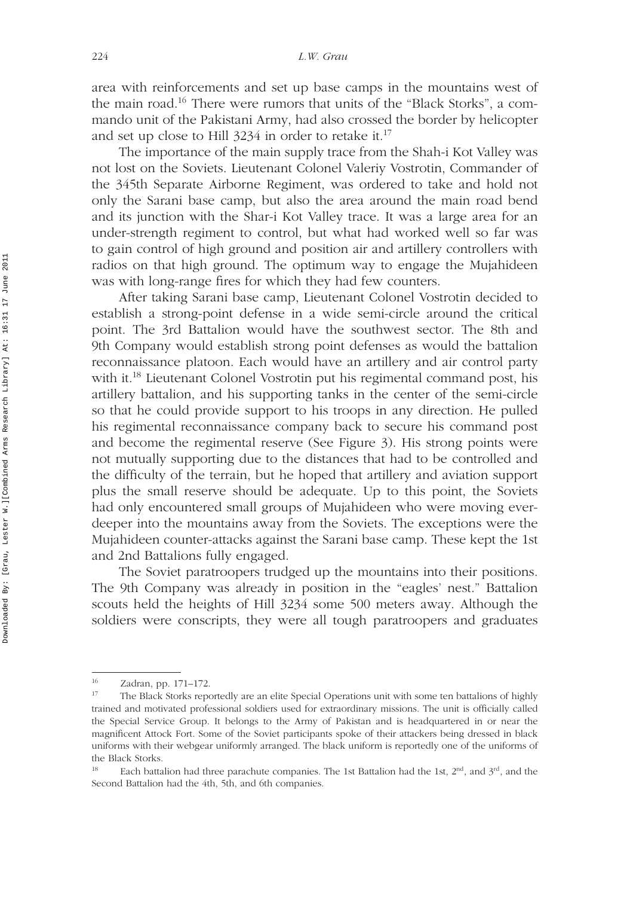area with reinforcements and set up base camps in the mountains west of the main road.[16] There were rumors that units of the "Black Storks", a commando unit of the Pakistani Army, had also crossed the border by helicopter and set up close to Hill 3234 in order to retake it.[17]

The importance of the main supply trace from the Shah-i Kot Valley was not lost on the Soviets. Lieutenant Colonel Valeriy Vostrotin, Commander of the 345th Separate Airborne Regiment, was ordered to take and hold not only the Sarani base camp, but also the area around the main road bend and its junction with the Shar-i Kot Valley trace. It was a large area for an under-strength regiment to control, but what had worked well so far was to gain control of high ground and position air and artillery controllers with radios on that high ground. The optimum way to engage the Mujahideen was with long-range fires for which they had few counters.

After taking Sarani base camp, Lieutenant Colonel Vostrotin decided to establish a strong-point defense in a wide semi-circle around the critical point. The 3rd Battalion would have the southwest sector. The 8th and 9th Company would establish strong point defenses as would the battalion reconnaissance platoon. Each would have an artillery and air control party with it.[18] Lieutenant Colonel Vostrotin put his regimental command post, his artillery battalion, and his supporting tanks in the center of the semi-circle so that he could provide support to his troops in any direction. He pulled his regimental reconnaissance company back to secure his command post and become the regimental reserve (See Figure 3). His strong points were not mutually supporting due to the distances that had to be controlled and the difficulty of the terrain, but he hoped that artillery and aviation support plus the small reserve should be adequate. Up to this point, the Soviets had only encountered small groups of Mujahideen who were moving ever-deeper into the mountains away from the Soviets. The exceptions were the Mujahideen counter-attacks against the Sarani base camp. These kept the 1st and 2nd Battalions fully engaged.

The Soviet paratroopers trudged up the mountains into their positions. The 9th Company was already in position in the "eagles' nest." Battalion scouts held the heights of Hill 3234 some 500 meters away. Although the soldiers were conscripts, they were all tough paratroopers and graduates

---

[16] Zadran, pp. 171–172.

[17] The Black Storks reportedly are an elite Special Operations unit with some ten battalions of highly trained and motivated professional soldiers used for extraordinary missions. The unit is officially called the Special Service Group. It belongs to the Army of Pakistan and is headquartered in or near the magnificent Attock Fort. Some of the Soviet participants spoke of their attackers being dressed in black uniforms with their webgear uniformly arranged. The black uniform is reportedly one of the uniforms of the Black Storks.

[18] Each battalion had three parachute companies. The 1st Battalion had the 1st, 2nd, and 3rd, and the Second Battalion had the 4th, 5th, and 6th companies.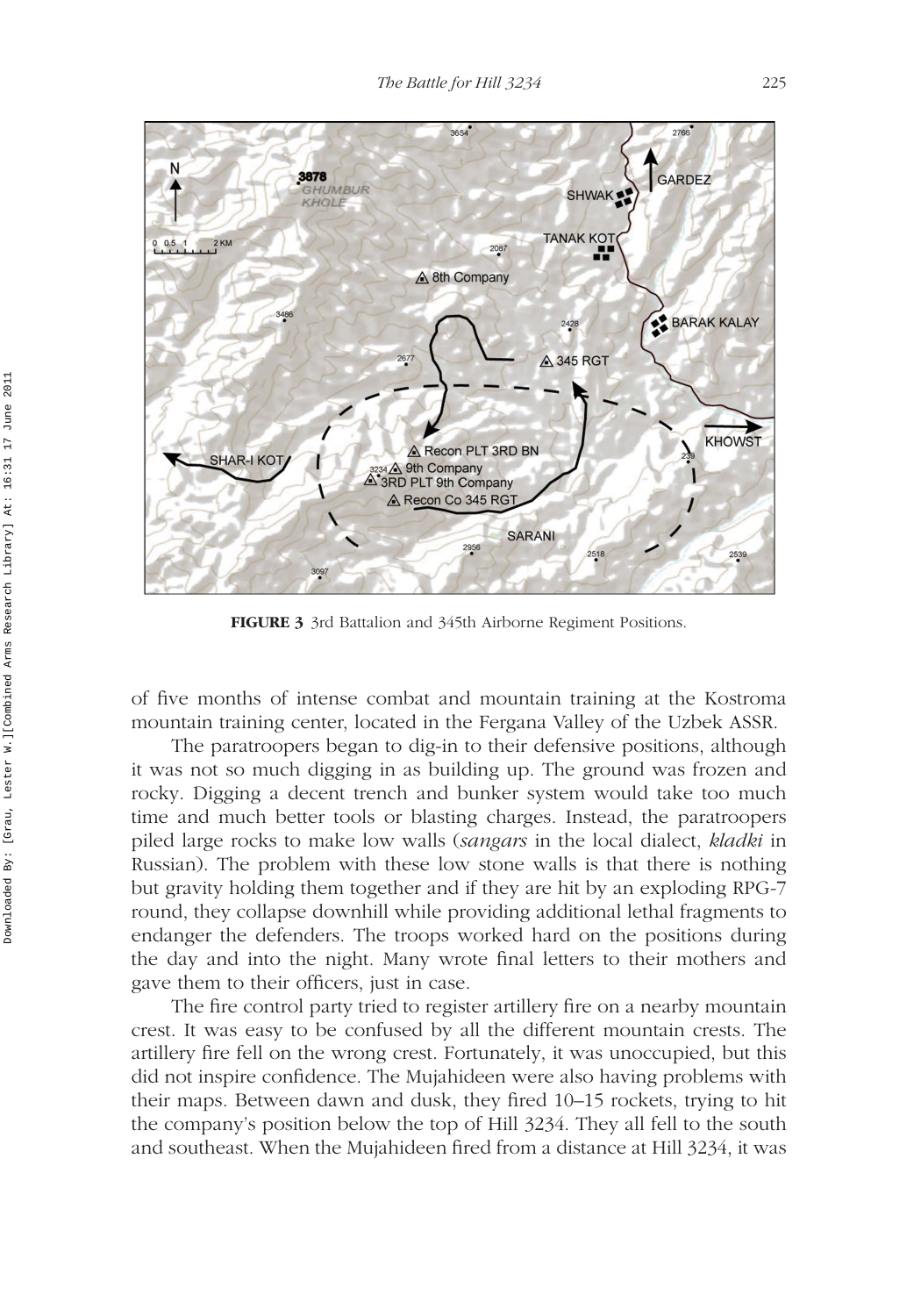**FIGURE 3** 3rd Battalion and 345th Airborne Regiment Positions.

of five months of intense combat and mountain training at the Kostroma mountain training center, located in the Fergana Valley of the Uzbek ASSR.

The paratroopers began to dig-in to their defensive positions, although it was not so much digging in as building up. The ground was frozen and rocky. Digging a decent trench and bunker system would take too much time and much better tools or blasting charges. Instead, the paratroopers piled large rocks to make low walls (*sangars* in the local dialect, *kladki* in Russian). The problem with these low stone walls is that there is nothing but gravity holding them together and if they are hit by an exploding RPG-7 round, they collapse downhill while providing additional lethal fragments to endanger the defenders. The troops worked hard on the positions during the day and into the night. Many wrote final letters to their mothers and gave them to their officers, just in case.

The fire control party tried to register artillery fire on a nearby mountain crest. It was easy to be confused by all the different mountain crests. The artillery fire fell on the wrong crest. Fortunately, it was unoccupied, but this did not inspire confidence. The Mujahideen were also having problems with their maps. Between dawn and dusk, they fired 10–15 rockets, trying to hit the company's position below the top of Hill 3234. They all fell to the south and southeast. When the Mujahideen fired from a distance at Hill 3234, it was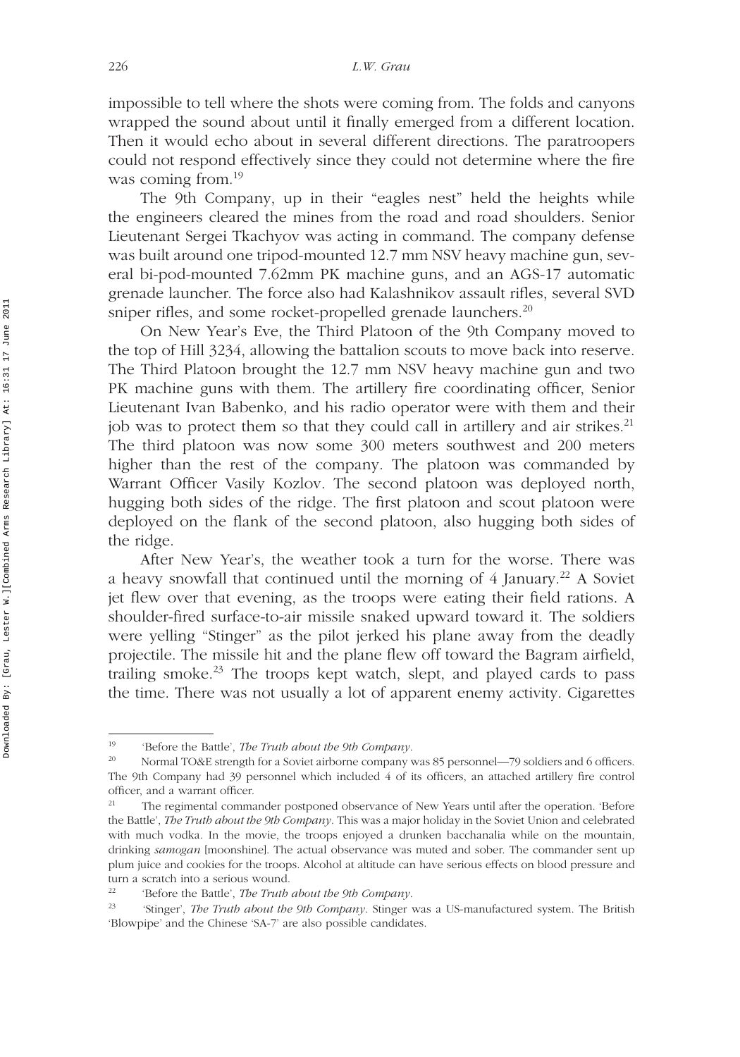impossible to tell where the shots were coming from. The folds and canyons wrapped the sound about until it finally emerged from a different location. Then it would echo about in several different directions. The paratroopers could not respond effectively since they could not determine where the fire was coming from.[19]

The 9th Company, up in their "eagles nest" held the heights while the engineers cleared the mines from the road and road shoulders. Senior Lieutenant Sergei Tkachyov was acting in command. The company defense was built around one tripod-mounted 12.7 mm NSV heavy machine gun, several bi-pod-mounted 7.62mm PK machine guns, and an AGS-17 automatic grenade launcher. The force also had Kalashnikov assault rifles, several SVD sniper rifles, and some rocket-propelled grenade launchers.[20]

On New Year's Eve, the Third Platoon of the 9th Company moved to the top of Hill 3234, allowing the battalion scouts to move back into reserve. The Third Platoon brought the 12.7 mm NSV heavy machine gun and two PK machine guns with them. The artillery fire coordinating officer, Senior Lieutenant Ivan Babenko, and his radio operator were with them and their job was to protect them so that they could call in artillery and air strikes.[21] The third platoon was now some 300 meters southwest and 200 meters higher than the rest of the company. The platoon was commanded by Warrant Officer Vasily Kozlov. The second platoon was deployed north, hugging both sides of the ridge. The first platoon and scout platoon were deployed on the flank of the second platoon, also hugging both sides of the ridge.

After New Year's, the weather took a turn for the worse. There was a heavy snowfall that continued until the morning of 4 January.[22] A Soviet jet flew over that evening, as the troops were eating their field rations. A shoulder-fired surface-to-air missile snaked upward toward it. The soldiers were yelling "Stinger" as the pilot jerked his plane away from the deadly projectile. The missile hit and the plane flew off toward the Bagram airfield, trailing smoke.[23] The troops kept watch, slept, and played cards to pass the time. There was not usually a lot of apparent enemy activity. Cigarettes

---

[19] 'Before the Battle', *The Truth about the 9th Company*.

[20] Normal TO&E strength for a Soviet airborne company was 85 personnel—79 soldiers and 6 officers. The 9th Company had 39 personnel which included 4 of its officers, an attached artillery fire control officer, and a warrant officer.

[21] The regimental commander postponed observance of New Years until after the operation. 'Before the Battle', *The Truth about the 9th Company*. This was a major holiday in the Soviet Union and celebrated with much vodka. In the movie, the troops enjoyed a drunken bacchanalia while on the mountain, drinking *samogan* [moonshine]. The actual observance was muted and sober. The commander sent up plum juice and cookies for the troops. Alcohol at altitude can have serious effects on blood pressure and turn a scratch into a serious wound.

[22] 'Before the Battle', *The Truth about the 9th Company*.

[23] 'Stinger', *The Truth about the 9th Company*. Stinger was a US-manufactured system. The British 'Blowpipe' and the Chinese 'SA-7' are also possible candidates.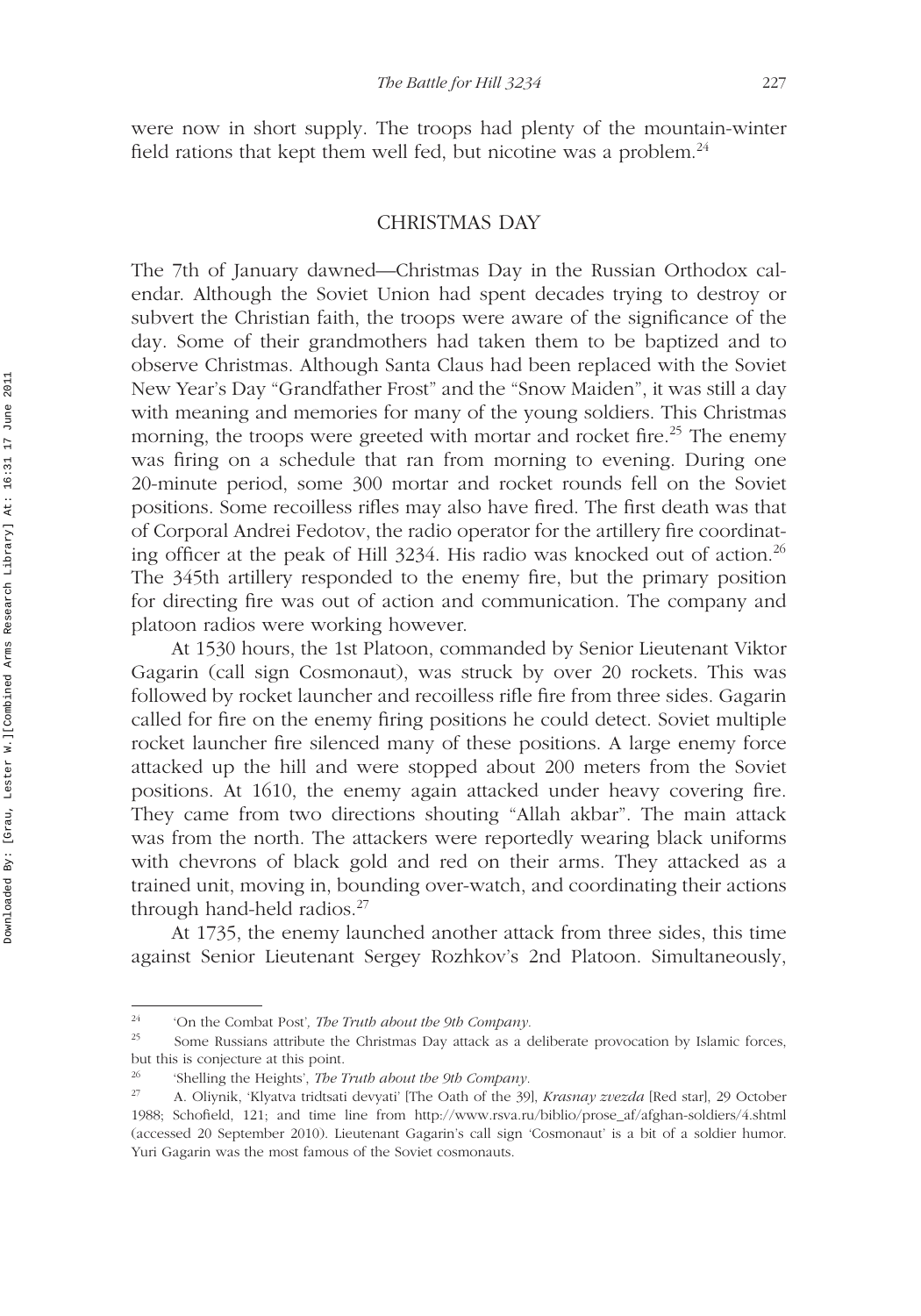were now in short supply. The troops had plenty of the mountain-winter field rations that kept them well fed, but nicotine was a problem.[24]

## CHRISTMAS DAY

The 7th of January dawned—Christmas Day in the Russian Orthodox calendar. Although the Soviet Union had spent decades trying to destroy or subvert the Christian faith, the troops were aware of the significance of the day. Some of their grandmothers had taken them to be baptized and to observe Christmas. Although Santa Claus had been replaced with the Soviet New Year's Day "Grandfather Frost" and the "Snow Maiden", it was still a day with meaning and memories for many of the young soldiers. This Christmas morning, the troops were greeted with mortar and rocket fire.[25] The enemy was firing on a schedule that ran from morning to evening. During one 20-minute period, some 300 mortar and rocket rounds fell on the Soviet positions. Some recoilless rifles may also have fired. The first death was that of Corporal Andrei Fedotov, the radio operator for the artillery fire coordinating officer at the peak of Hill 3234. His radio was knocked out of action.[26] The 345th artillery responded to the enemy fire, but the primary position for directing fire was out of action and communication. The company and platoon radios were working however.

At 1530 hours, the 1st Platoon, commanded by Senior Lieutenant Viktor Gagarin (call sign Cosmonaut), was struck by over 20 rockets. This was followed by rocket launcher and recoilless rifle fire from three sides. Gagarin called for fire on the enemy firing positions he could detect. Soviet multiple rocket launcher fire silenced many of these positions. A large enemy force attacked up the hill and were stopped about 200 meters from the Soviet positions. At 1610, the enemy again attacked under heavy covering fire. They came from two directions shouting "Allah akbar". The main attack was from the north. The attackers were reportedly wearing black uniforms with chevrons of black gold and red on their arms. They attacked as a trained unit, moving in, bounding over-watch, and coordinating their actions through hand-held radios.[27]

At 1735, the enemy launched another attack from three sides, this time against Senior Lieutenant Sergey Rozhkov's 2nd Platoon. Simultaneously,

---

[24] 'On the Combat Post', *The Truth about the 9th Company*.

[25] Some Russians attribute the Christmas Day attack as a deliberate provocation by Islamic forces, but this is conjecture at this point.

[26] 'Shelling the Heights', *The Truth about the 9th Company*.

[27] A. Oliynik, 'Klyatva tridtsati devyati' [The Oath of the 39], *Krasnay zvezda* [Red star], 29 October 1988; Schofield, 121; and time line from http://www.rsva.ru/biblio/prose_af/afghan-soldiers/4.shtml (accessed 20 September 2010). Lieutenant Gagarin's call sign 'Cosmonaut' is a bit of a soldier humor. Yuri Gagarin was the most famous of the Soviet cosmonauts.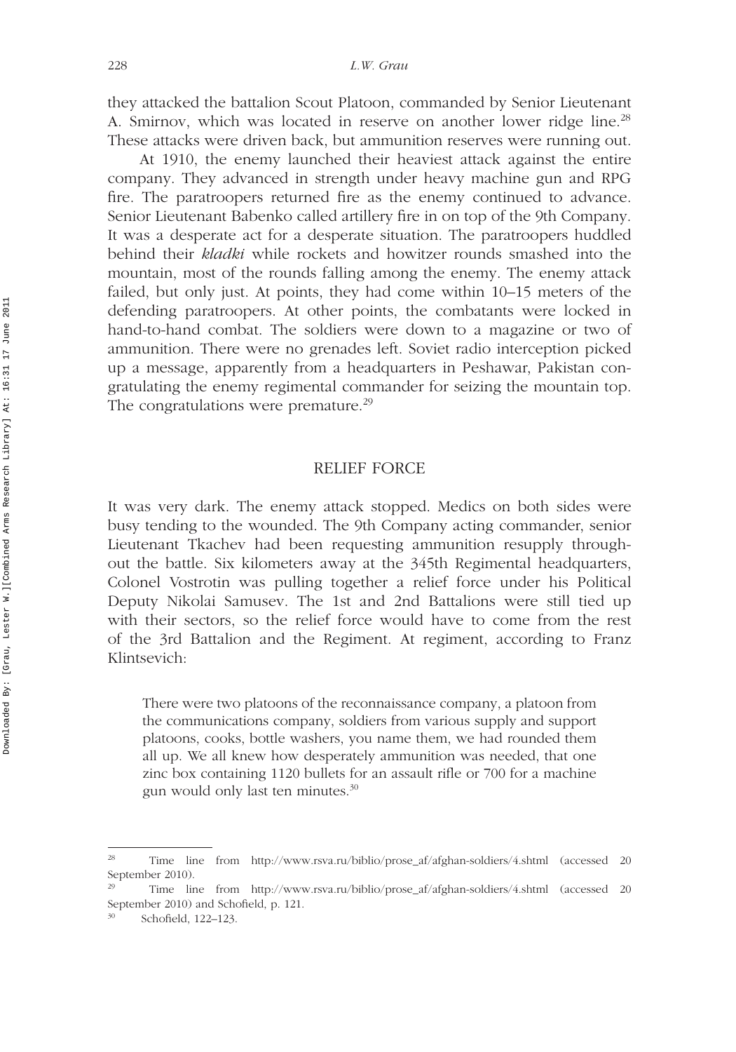they attacked the battalion Scout Platoon, commanded by Senior Lieutenant A. Smirnov, which was located in reserve on another lower ridge line.[28] These attacks were driven back, but ammunition reserves were running out.

At 1910, the enemy launched their heaviest attack against the entire company. They advanced in strength under heavy machine gun and RPG fire. The paratroopers returned fire as the enemy continued to advance. Senior Lieutenant Babenko called artillery fire in on top of the 9th Company. It was a desperate act for a desperate situation. The paratroopers huddled behind their *kladki* while rockets and howitzer rounds smashed into the mountain, most of the rounds falling among the enemy. The enemy attack failed, but only just. At points, they had come within 10–15 meters of the defending paratroopers. At other points, the combatants were locked in hand-to-hand combat. The soldiers were down to a magazine or two of ammunition. There were no grenades left. Soviet radio interception picked up a message, apparently from a headquarters in Peshawar, Pakistan congratulating the enemy regimental commander for seizing the mountain top. The congratulations were premature.[29]

## RELIEF FORCE

It was very dark. The enemy attack stopped. Medics on both sides were busy tending to the wounded. The 9th Company acting commander, senior Lieutenant Tkachev had been requesting ammunition resupply throughout the battle. Six kilometers away at the 345th Regimental headquarters, Colonel Vostrotin was pulling together a relief force under his Political Deputy Nikolai Samusev. The 1st and 2nd Battalions were still tied up with their sectors, so the relief force would have to come from the rest of the 3rd Battalion and the Regiment. At regiment, according to Franz Klintsevich:

> There were two platoons of the reconnaissance company, a platoon from the communications company, soldiers from various supply and support platoons, cooks, bottle washers, you name them, we had rounded them all up. We all knew how desperately ammunition was needed, that one zinc box containing 1120 bullets for an assault rifle or 700 for a machine gun would only last ten minutes.[30]

---

[28] Time line from http://www.rsva.ru/biblio/prose_af/afghan-soldiers/4.shtml (accessed 20 September 2010).

[29] Time line from http://www.rsva.ru/biblio/prose_af/afghan-soldiers/4.shtml (accessed 20 September 2010) and Schofield, p. 121.

[30] Schofield, 122–123.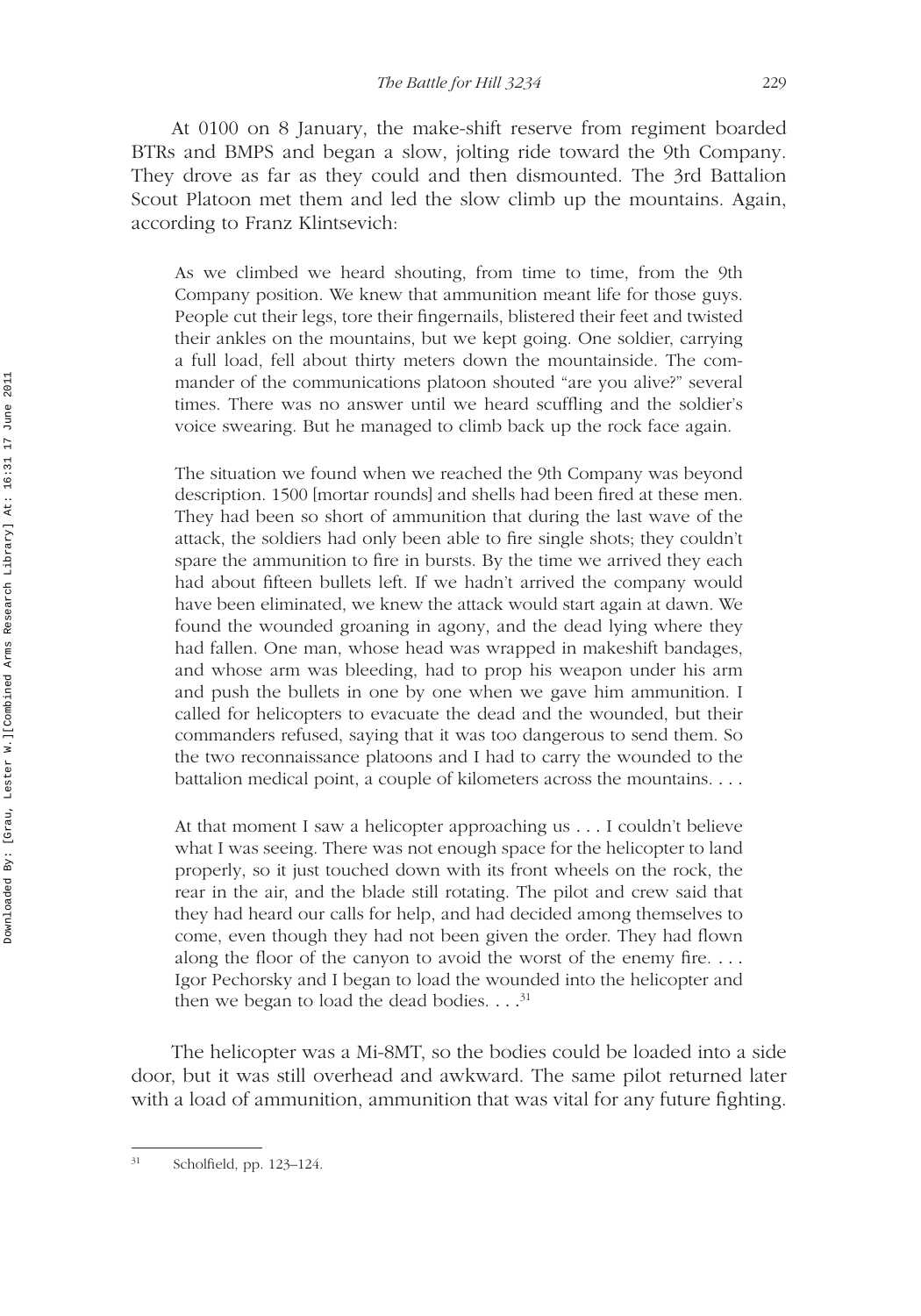At 0100 on 8 January, the make-shift reserve from regiment boarded BTRs and BMPS and began a slow, jolting ride toward the 9th Company. They drove as far as they could and then dismounted. The 3rd Battalion Scout Platoon met them and led the slow climb up the mountains. Again, according to Franz Klintsevich:

> As we climbed we heard shouting, from time to time, from the 9th Company position. We knew that ammunition meant life for those guys. People cut their legs, tore their fingernails, blistered their feet and twisted their ankles on the mountains, but we kept going. One soldier, carrying a full load, fell about thirty meters down the mountainside. The commander of the communications platoon shouted "are you alive?" several times. There was no answer until we heard scuffling and the soldier's voice swearing. But he managed to climb back up the rock face again.
>
> The situation we found when we reached the 9th Company was beyond description. 1500 [mortar rounds] and shells had been fired at these men. They had been so short of ammunition that during the last wave of the attack, the soldiers had only been able to fire single shots; they couldn't spare the ammunition to fire in bursts. By the time we arrived they each had about fifteen bullets left. If we hadn't arrived the company would have been eliminated, we knew the attack would start again at dawn. We found the wounded groaning in agony, and the dead lying where they had fallen. One man, whose head was wrapped in makeshift bandages, and whose arm was bleeding, had to prop his weapon under his arm and push the bullets in one by one when we gave him ammunition. I called for helicopters to evacuate the dead and the wounded, but their commanders refused, saying that it was too dangerous to send them. So the two reconnaissance platoons and I had to carry the wounded to the battalion medical point, a couple of kilometers across the mountains. . . .
>
> At that moment I saw a helicopter approaching us . . . I couldn't believe what I was seeing. There was not enough space for the helicopter to land properly, so it just touched down with its front wheels on the rock, the rear in the air, and the blade still rotating. The pilot and crew said that they had heard our calls for help, and had decided among themselves to come, even though they had not been given the order. They had flown along the floor of the canyon to avoid the worst of the enemy fire. . . . Igor Pechorsky and I began to load the wounded into the helicopter and then we began to load the dead bodies. . . .[31]

The helicopter was a Mi-8MT, so the bodies could be loaded into a side door, but it was still overhead and awkward. The same pilot returned later with a load of ammunition, ammunition that was vital for any future fighting.

---

[31] Scholfield, pp. 123–124.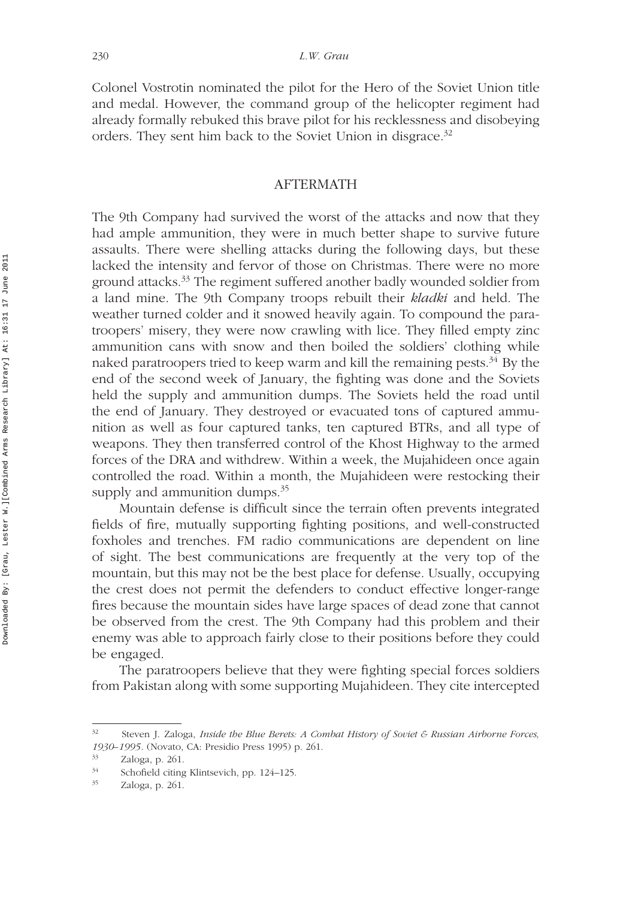Colonel Vostrotin nominated the pilot for the Hero of the Soviet Union title and medal. However, the command group of the helicopter regiment had already formally rebuked this brave pilot for his recklessness and disobeying orders. They sent him back to the Soviet Union in disgrace.[32]

## AFTERMATH

The 9th Company had survived the worst of the attacks and now that they had ample ammunition, they were in much better shape to survive future assaults. There were shelling attacks during the following days, but these lacked the intensity and fervor of those on Christmas. There were no more ground attacks.[33] The regiment suffered another badly wounded soldier from a land mine. The 9th Company troops rebuilt their *kladki* and held. The weather turned colder and it snowed heavily again. To compound the paratroopers' misery, they were now crawling with lice. They filled empty zinc ammunition cans with snow and then boiled the soldiers' clothing while naked paratroopers tried to keep warm and kill the remaining pests.[34] By the end of the second week of January, the fighting was done and the Soviets held the supply and ammunition dumps. The Soviets held the road until the end of January. They destroyed or evacuated tons of captured ammunition as well as four captured tanks, ten captured BTRs, and all type of weapons. They then transferred control of the Khost Highway to the armed forces of the DRA and withdrew. Within a week, the Mujahideen once again controlled the road. Within a month, the Mujahideen were restocking their supply and ammunition dumps.[35]

Mountain defense is difficult since the terrain often prevents integrated fields of fire, mutually supporting fighting positions, and well-constructed foxholes and trenches. FM radio communications are dependent on line of sight. The best communications are frequently at the very top of the mountain, but this may not be the best place for defense. Usually, occupying the crest does not permit the defenders to conduct effective longer-range fires because the mountain sides have large spaces of dead zone that cannot be observed from the crest. The 9th Company had this problem and their enemy was able to approach fairly close to their positions before they could be engaged.

The paratroopers believe that they were fighting special forces soldiers from Pakistan along with some supporting Mujahideen. They cite intercepted

---

[32] Steven J. Zaloga, *Inside the Blue Berets: A Combat History of Soviet & Russian Airborne Forces, 1930–1995*. (Novato, CA: Presidio Press 1995) p. 261.

[33] Zaloga, p. 261.

[34] Schofield citing Klintsevich, pp. 124–125.

[35] Zaloga, p. 261.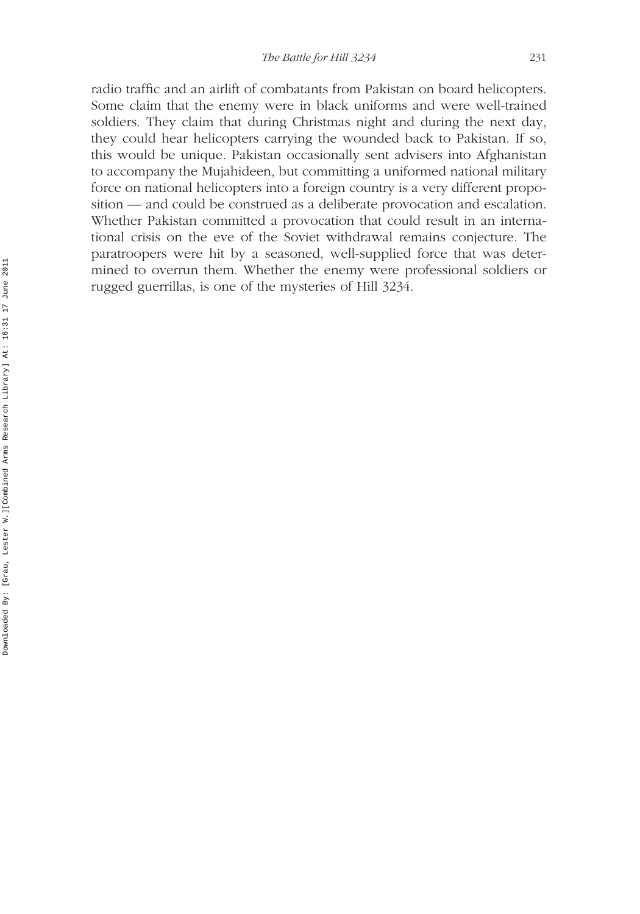radio traffic and an airlift of combatants from Pakistan on board helicopters. Some claim that the enemy were in black uniforms and were well-trained soldiers. They claim that during Christmas night and during the next day, they could hear helicopters carrying the wounded back to Pakistan. If so, this would be unique. Pakistan occasionally sent advisers into Afghanistan to accompany the Mujahideen, but committing a uniformed national military force on national helicopters into a foreign country is a very different proposition — and could be construed as a deliberate provocation and escalation. Whether Pakistan committed a provocation that could result in an international crisis on the eve of the Soviet withdrawal remains conjecture. The paratroopers were hit by a seasoned, well-supplied force that was determined to overrun them. Whether the enemy were professional soldiers or rugged guerrillas, is one of the mysteries of Hill 3234.